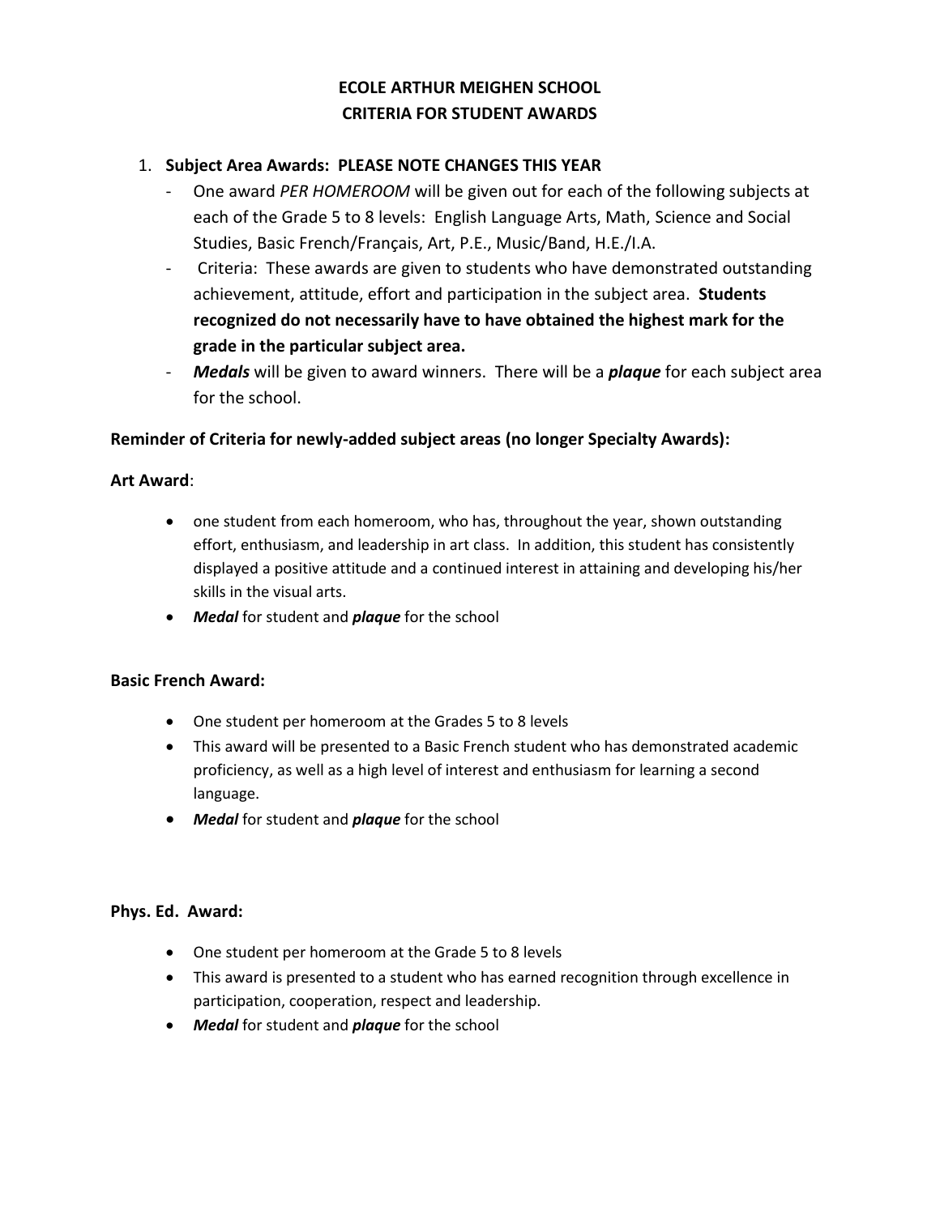# ECOLE ARTHUR MEIGHEN SCHOOL
# CRITERIA FOR STUDENT AWARDS

1. **Subject Area Awards: PLEASE NOTE CHANGES THIS YEAR**
   - One award *PER HOMEROOM* will be given out for each of the following subjects at each of the Grade 5 to 8 levels: English Language Arts, Math, Science and Social Studies, Basic French/Français, Art, P.E., Music/Band, H.E./I.A.
   - Criteria: These awards are given to students who have demonstrated outstanding achievement, attitude, effort and participation in the subject area. **Students recognized do not necessarily have to have obtained the highest mark for the grade in the particular subject area.**
   - ***Medals*** will be given to award winners. There will be a ***plaque*** for each subject area for the school.

**Reminder of Criteria for newly-added subject areas (no longer Specialty Awards):**

**Art Award**:

- one student from each homeroom, who has, throughout the year, shown outstanding effort, enthusiasm, and leadership in art class. In addition, this student has consistently displayed a positive attitude and a continued interest in attaining and developing his/her skills in the visual arts.
- ***Medal*** for student and ***plaque*** for the school

**Basic French Award:**

- One student per homeroom at the Grades 5 to 8 levels
- This award will be presented to a Basic French student who has demonstrated academic proficiency, as well as a high level of interest and enthusiasm for learning a second language.
- ***Medal*** for student and ***plaque*** for the school

**Phys. Ed. Award:**

- One student per homeroom at the Grade 5 to 8 levels
- This award is presented to a student who has earned recognition through excellence in participation, cooperation, respect and leadership.
- ***Medal*** for student and ***plaque*** for the school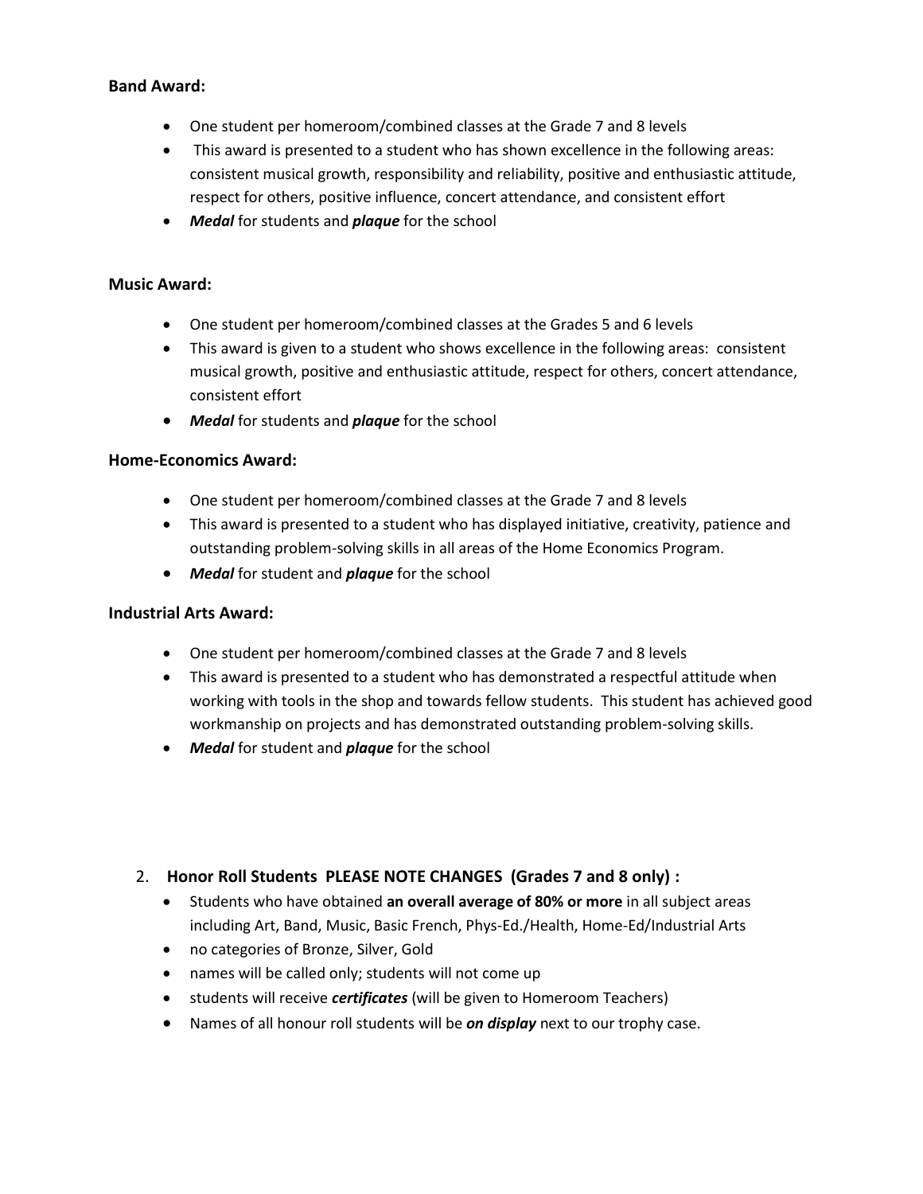**Band Award:**

- One student per homeroom/combined classes at the Grade 7 and 8 levels
- This award is presented to a student who has shown excellence in the following areas: consistent musical growth, responsibility and reliability, positive and enthusiastic attitude, respect for others, positive influence, concert attendance, and consistent effort
- ***Medal*** for students and ***plaque*** for the school

**Music Award:**

- One student per homeroom/combined classes at the Grades 5 and 6 levels
- This award is given to a student who shows excellence in the following areas: consistent musical growth, positive and enthusiastic attitude, respect for others, concert attendance, consistent effort
- ***Medal*** for students and ***plaque*** for the school

**Home-Economics Award:**

- One student per homeroom/combined classes at the Grade 7 and 8 levels
- This award is presented to a student who has displayed initiative, creativity, patience and outstanding problem-solving skills in all areas of the Home Economics Program.
- ***Medal*** for student and ***plaque*** for the school

**Industrial Arts Award:**

- One student per homeroom/combined classes at the Grade 7 and 8 levels
- This award is presented to a student who has demonstrated a respectful attitude when working with tools in the shop and towards fellow students. This student has achieved good workmanship on projects and has demonstrated outstanding problem-solving skills.
- ***Medal*** for student and ***plaque*** for the school

2. **Honor Roll Students PLEASE NOTE CHANGES (Grades 7 and 8 only) :**
    - Students who have obtained **an overall average of 80% or more** in all subject areas including Art, Band, Music, Basic French, Phys-Ed./Health, Home-Ed/Industrial Arts
    - no categories of Bronze, Silver, Gold
    - names will be called only; students will not come up
    - students will receive ***certificates*** (will be given to Homeroom Teachers)
    - Names of all honour roll students will be ***on display*** next to our trophy case.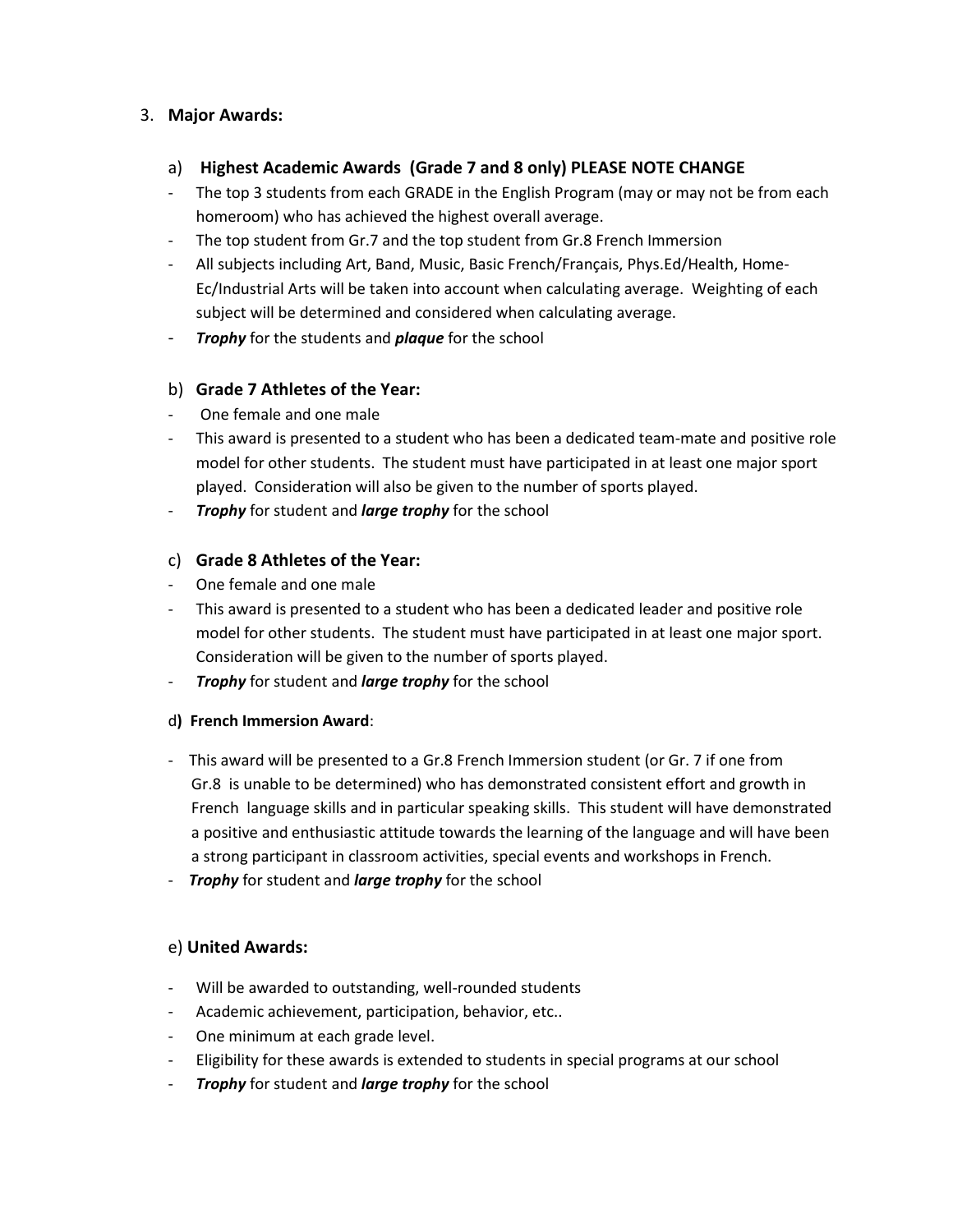3. **Major Awards:**

### a) **Highest Academic Awards (Grade 7 and 8 only) PLEASE NOTE CHANGE**

- The top 3 students from each GRADE in the English Program (may or may not be from each homeroom) who has achieved the highest overall average.
- The top student from Gr.7 and the top student from Gr.8 French Immersion
- All subjects including Art, Band, Music, Basic French/Français, Phys.Ed/Health, Home-Ec/Industrial Arts will be taken into account when calculating average. Weighting of each subject will be determined and considered when calculating average.
- ***Trophy*** for the students and ***plaque*** for the school

### b) **Grade 7 Athletes of the Year:**

- One female and one male
- This award is presented to a student who has been a dedicated team-mate and positive role model for other students. The student must have participated in at least one major sport played. Consideration will also be given to the number of sports played.
- ***Trophy*** for student and ***large trophy*** for the school

### c) **Grade 8 Athletes of the Year:**

- One female and one male
- This award is presented to a student who has been a dedicated leader and positive role model for other students. The student must have participated in at least one major sport. Consideration will be given to the number of sports played.
- ***Trophy*** for student and ***large trophy*** for the school

d**) French Immersion Award**:

- This award will be presented to a Gr.8 French Immersion student (or Gr. 7 if one from Gr.8 is unable to be determined) who has demonstrated consistent effort and growth in French language skills and in particular speaking skills. This student will have demonstrated a positive and enthusiastic attitude towards the learning of the language and will have been a strong participant in classroom activities, special events and workshops in French.
- ***Trophy*** for student and ***large trophy*** for the school

### e) **United Awards:**

- Will be awarded to outstanding, well-rounded students
- Academic achievement, participation, behavior, etc..
- One minimum at each grade level.
- Eligibility for these awards is extended to students in special programs at our school
- ***Trophy*** for student and ***large trophy*** for the school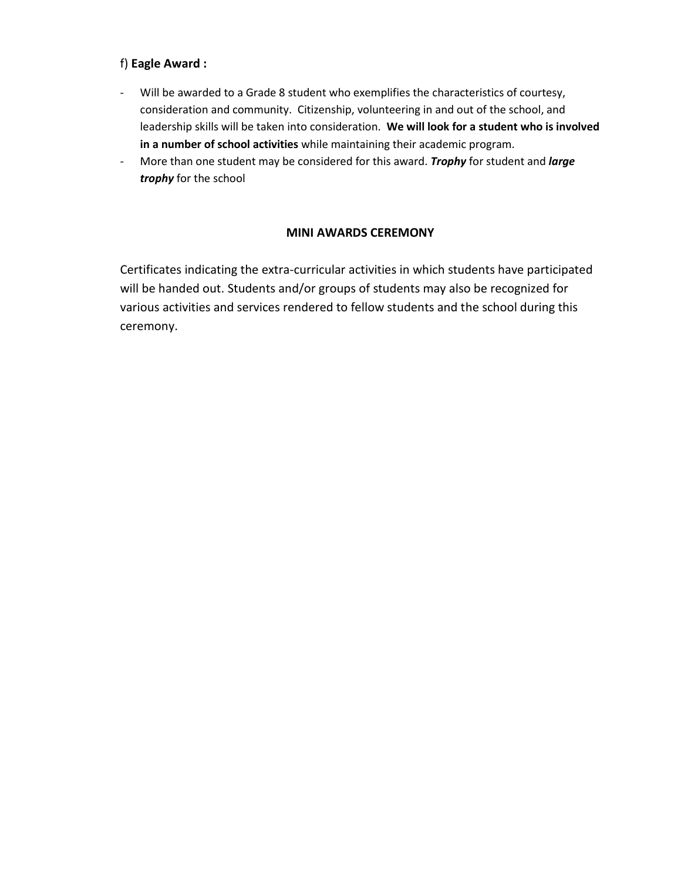f) **Eagle Award :**

- Will be awarded to a Grade 8 student who exemplifies the characteristics of courtesy, consideration and community. Citizenship, volunteering in and out of the school, and leadership skills will be taken into consideration. **We will look for a student who is involved in a number of school activities** while maintaining their academic program.
- More than one student may be considered for this award. ***Trophy*** for student and ***large trophy*** for the school

**MINI AWARDS CEREMONY**

Certificates indicating the extra-curricular activities in which students have participated will be handed out. Students and/or groups of students may also be recognized for various activities and services rendered to fellow students and the school during this ceremony.